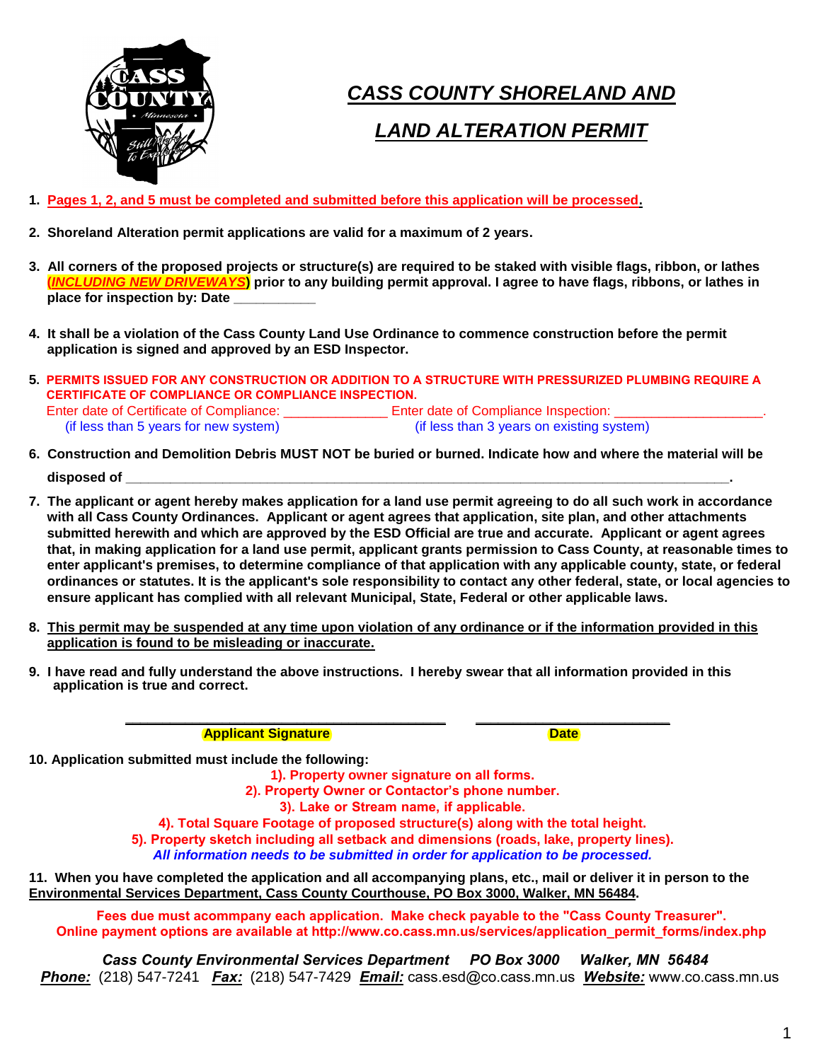# CASS COUNTY SHORELAND AND LAND ALTERATION PERMIT

1. **Pages 1, 2, and 5 must be completed and submitted before this application will be processed.**

2. **Shoreland Alteration permit applications are valid for a maximum of 2 years.**

3. **All corners of the proposed projects or structure(s) are required to be staked with visible flags, ribbon, or lathes (*INCLUDING NEW DRIVEWAYS*) prior to any building permit approval. I agree to have flags, ribbons, or lathes in place for inspection by: Date ___________**

4. **It shall be a violation of the Cass County Land Use Ordinance to commence construction before the permit application is signed and approved by an ESD Inspector.**

5. **PERMITS ISSUED FOR ANY CONSTRUCTION OR ADDITION TO A STRUCTURE WITH PRESSURIZED PLUMBING REQUIRE A CERTIFICATE OF COMPLIANCE OR COMPLIANCE INSPECTION.**
   Enter date of Certificate of Compliance: _____________ Enter date of Compliance Inspection: ___________________.
   (if less than 5 years for new system) (if less than 3 years on existing system)

6. **Construction and Demolition Debris MUST NOT be buried or burned. Indicate how and where the material will be disposed of ___________________________________________________________________________.**

7. **The applicant or agent hereby makes application for a land use permit agreeing to do all such work in accordance with all Cass County Ordinances. Applicant or agent agrees that application, site plan, and other attachments submitted herewith and which are approved by the ESD Official are true and accurate. Applicant or agent agrees that, in making application for a land use permit, applicant grants permission to Cass County, at reasonable times to enter applicant's premises, to determine compliance of that application with any applicable county, state, or federal ordinances or statutes. It is the applicant's sole responsibility to contact any other federal, state, or local agencies to ensure applicant has complied with all relevant Municipal, State, Federal or other applicable laws.**

8. **This permit may be suspended at any time upon violation of any ordinance or if the information provided in this application is found to be misleading or inaccurate.**

9. **I have read and fully understand the above instructions. I hereby swear that all information provided in this application is true and correct.**

_______________________________________ _______________________
**Applicant Signature** **Date**

10. **Application submitted must include the following:**
    1). Property owner signature on all forms.
    2). Property Owner or Contactor's phone number.
    3). Lake or Stream name, if applicable.
    4). Total Square Footage of proposed structure(s) along with the total height.
    5). Property sketch including all setback and dimensions (roads, lake, property lines).
    ***All information needs to be submitted in order for application to be processed.***

11. **When you have completed the application and all accompanying plans, etc., mail or deliver it in person to the Environmental Services Department, Cass County Courthouse, PO Box 3000, Walker, MN 56484.**

**Fees due must acommpany each application. Make check payable to the "Cass County Treasurer". Online payment options are available at http://www.co.cass.mn.us/services/application_permit_forms/index.php**

*Cass County Environmental Services Department PO Box 3000 Walker, MN 56484*
***Phone:*** (218) 547-7241 ***Fax:*** (218) 547-7429 ***Email:*** cass.esd@co.cass.mn.us ***Website:*** www.co.cass.mn.us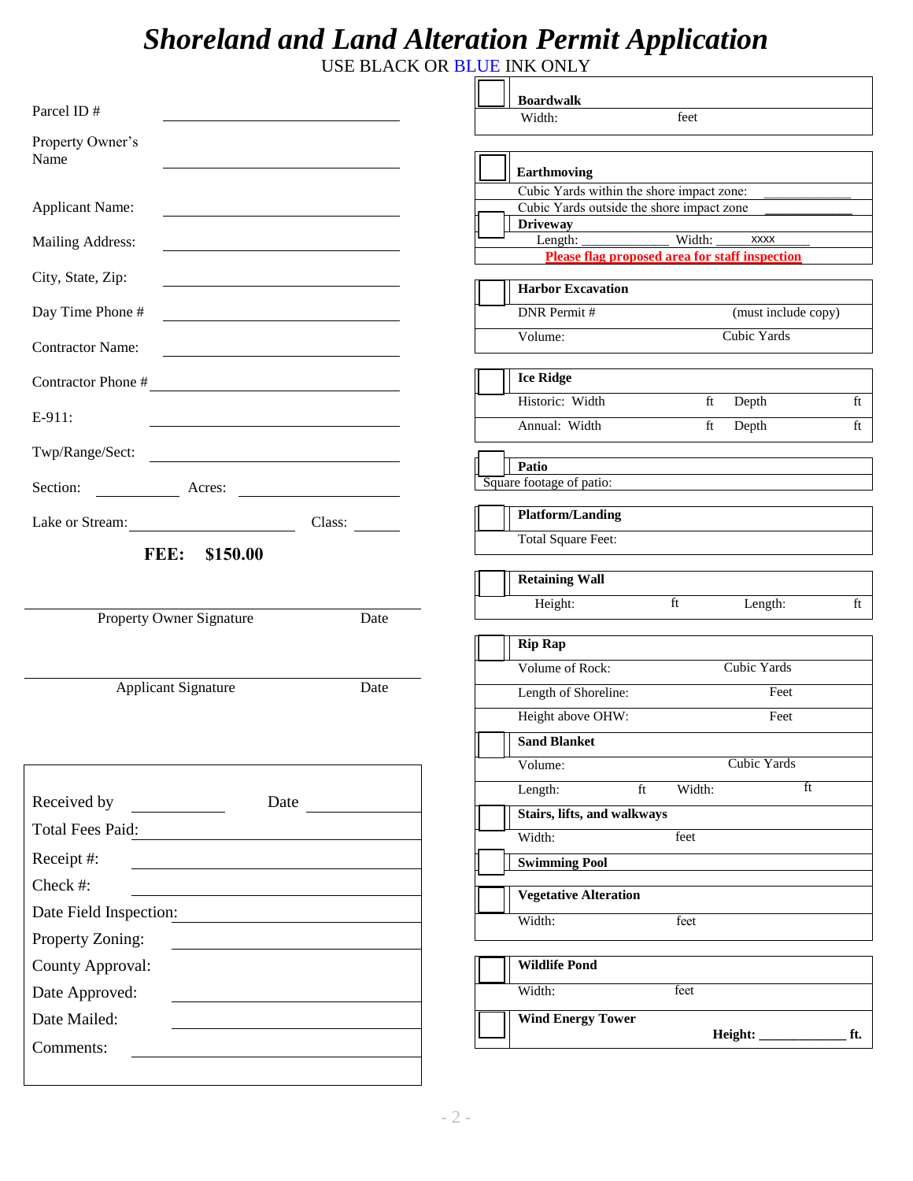# *Shoreland and Land Alteration Permit Application*

USE BLACK OR BLUE INK ONLY

Parcel ID # ______________________

Property Owner's Name ______________________

Applicant Name: ______________________

Mailing Address: ______________________

City, State, Zip: ______________________

Day Time Phone # ______________________

Contractor Name: ______________________

Contractor Phone # ______________________

E-911: ______________________

Twp/Range/Sect: ______________________

Section: __________ Acres: ______________

Lake or Stream: ______________ Class: ______

**FEE: $150.00**

______________________________________________
Property Owner Signature Date

______________________________________________
Applicant Signature Date

Received by __________ Date __________

Total Fees Paid: ______________________

Receipt #: ______________________

Check #: ______________________

Date Field Inspection: ______________________

Property Zoning: ______________________

County Approval: ______________________

Date Approved: ______________________

Date Mailed: ______________________

Comments: ______________________

---

☐ **Boardwalk**
Width: feet

☐ **Earthmoving**
Cubic Yards within the shore impact zone: ____________
Cubic Yards outside the shore impact zone ____________

☐ **Driveway**
Length: ____________ Width: ____xxxx_____
**Please flag proposed area for staff inspection**

☐ **Harbor Excavation**
DNR Permit # (must include copy)
Volume: Cubic Yards

☐ **Ice Ridge**
Historic: Width ft Depth ft
Annual: Width ft Depth ft

☐ **Patio**
Square footage of patio:

☐ **Platform/Landing**
Total Square Feet:

☐ **Retaining Wall**
Height: ft Length: ft

☐ **Rip Rap**
Volume of Rock: Cubic Yards
Length of Shoreline: Feet
Height above OHW: Feet

☐ **Sand Blanket**
Volume: Cubic Yards
Length: ft Width: ft

☐ **Stairs, lifts, and walkways**
Width: feet

☐ **Swimming Pool**

☐ **Vegetative Alteration**
Width: feet

☐ **Wildlife Pond**
Width: feet

☐ **Wind Energy Tower**
**Height: ____________ ft.**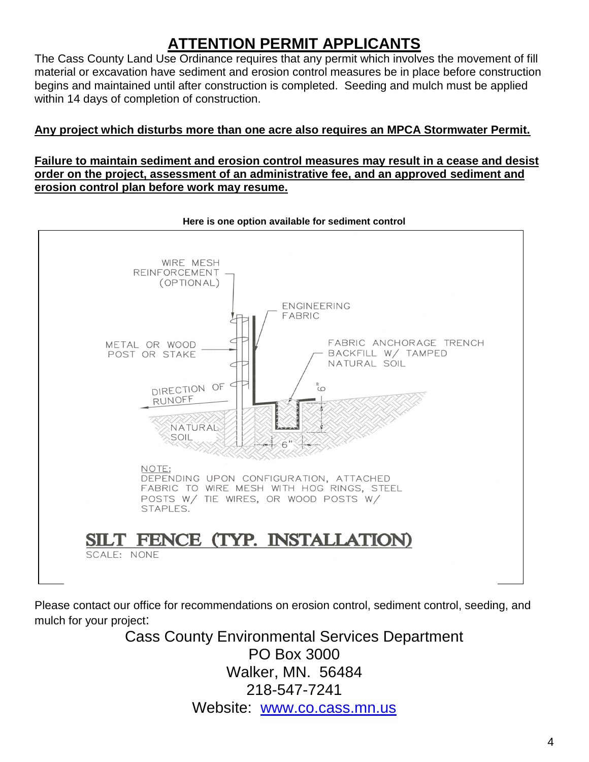# ATTENTION PERMIT APPLICANTS

The Cass County Land Use Ordinance requires that any permit which involves the movement of fill material or excavation have sediment and erosion control measures be in place before construction begins and maintained until after construction is completed. Seeding and mulch must be applied within 14 days of completion of construction.

**Any project which disturbs more than one acre also requires an MPCA Stormwater Permit.**

**Failure to maintain sediment and erosion control measures may result in a cease and desist order on the project, assessment of an administrative fee, and an approved sediment and erosion control plan before work may resume.**

**Here is one option available for sediment control**

WIRE MESH REINFORCEMENT (OPTIONAL)

ENGINEERING FABRIC

METAL OR WOOD POST OR STAKE

FABRIC ANCHORAGE TRENCH BACKFILL W/ TAMPED NATURAL SOIL

DIRECTION OF RUNOFF

6"

NATURAL SOIL

6"

NOTE:
DEPENDING UPON CONFIGURATION, ATTACHED FABRIC TO WIRE MESH WITH HOG RINGS, STEEL POSTS W/ TIE WIRES, OR WOOD POSTS W/ STAPLES.

**SILT FENCE (TYP. INSTALLATION)**
SCALE: NONE

Please contact our office for recommendations on erosion control, sediment control, seeding, and mulch for your project:

Cass County Environmental Services Department
PO Box 3000
Walker, MN. 56484
218-547-7241
Website: www.co.cass.mn.us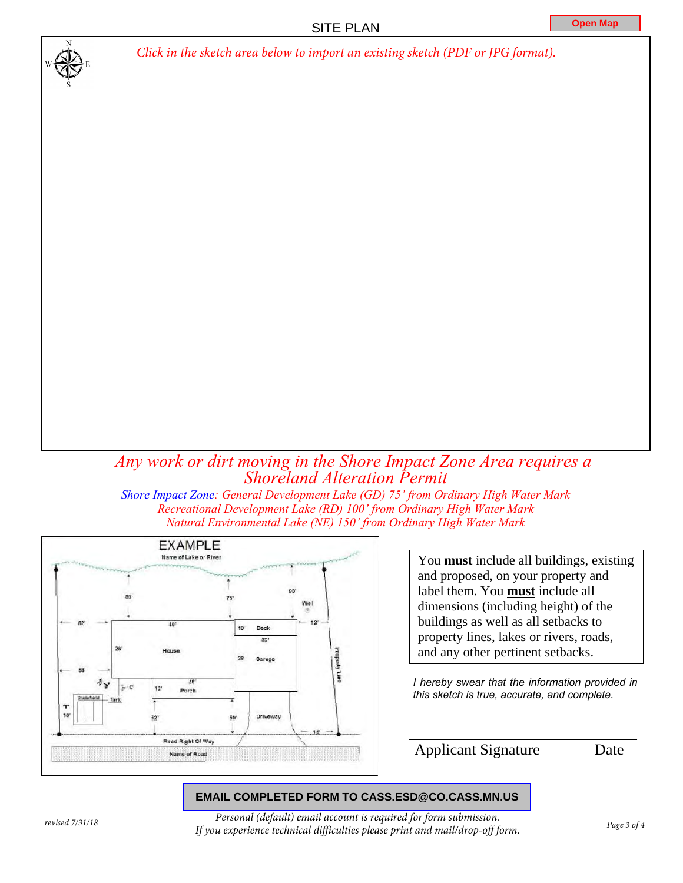# SITE PLAN

Open Map

N W E S

*Click in the sketch area below to import an existing sketch (PDF or JPG format).*

*Any work or dirt moving in the Shore Impact Zone Area requires a Shoreland Alteration Permit*

*Shore Impact Zone: General Development Lake (GD) 75' from Ordinary High Water Mark*
*Recreational Development Lake (RD) 100' from Ordinary High Water Mark*
*Natural Environmental Lake (NE) 150' from Ordinary High Water Mark*

EXAMPLE

Name of Lake or River

85'
75'
90'
Well
62'
40'
10'
Deck
12'
32'
28'
House
28'
Garage
Property Line
58'
28'
20'
10'
12'
Porch
Drainfield
Tank
10'
52'
50'
Driveway
15'
Road Right Of Way
Name of Road

You **must** include all buildings, existing and proposed, on your property and label them. You **must** include all dimensions (including height) of the buildings as well as all setbacks to property lines, lakes or rivers, roads, and any other pertinent setbacks.

*I hereby swear that the information provided in this sketch is true, accurate, and complete.*

Applicant Signature Date

**EMAIL COMPLETED FORM TO CASS.ESD@CO.CASS.MN.US**

*Personal (default) email account is required for form submission.*
*If you experience technical difficulties please print and mail/drop-off form.*

*revised 7/31/18*